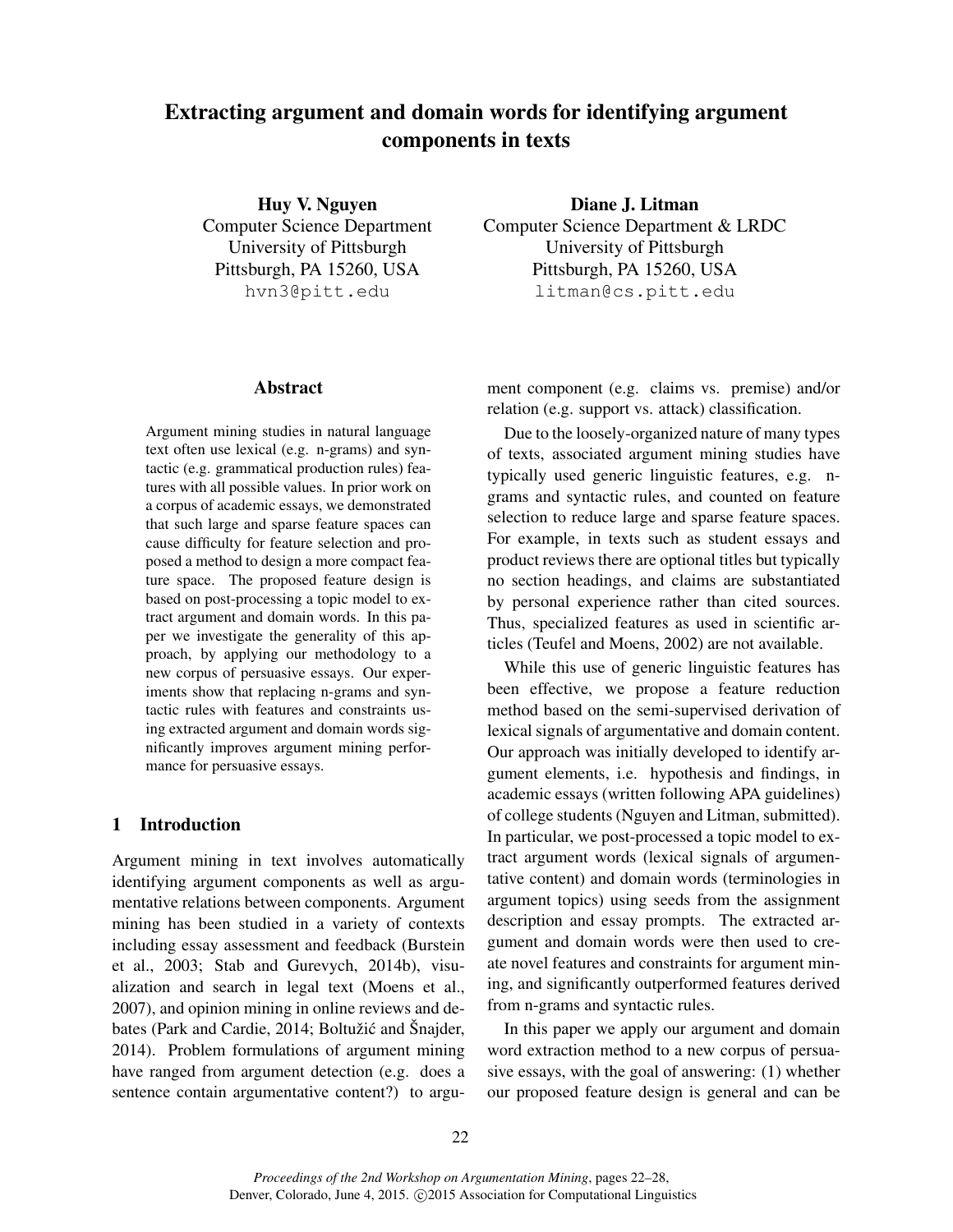# Extracting argument and domain words for identifying argument components in texts

**Huy V. Nguyen**
Computer Science Department
University of Pittsburgh
Pittsburgh, PA 15260, USA
hvn3@pitt.edu

**Diane J. Litman**
Computer Science Department & LRDC
University of Pittsburgh
Pittsburgh, PA 15260, USA
litman@cs.pitt.edu

## Abstract

Argument mining studies in natural language text often use lexical (e.g. n-grams) and syntactic (e.g. grammatical production rules) features with all possible values. In prior work on a corpus of academic essays, we demonstrated that such large and sparse feature spaces can cause difficulty for feature selection and proposed a method to design a more compact feature space. The proposed feature design is based on post-processing a topic model to extract argument and domain words. In this paper we investigate the generality of this approach, by applying our methodology to a new corpus of persuasive essays. Our experiments show that replacing n-grams and syntactic rules with features and constraints using extracted argument and domain words significantly improves argument mining performance for persuasive essays.

## 1 Introduction

Argument mining in text involves automatically identifying argument components as well as argumentative relations between components. Argument mining has been studied in a variety of contexts including essay assessment and feedback (Burstein et al., 2003; Stab and Gurevych, 2014b), visualization and search in legal text (Moens et al., 2007), and opinion mining in online reviews and debates (Park and Cardie, 2014; Boltužić and Šnajder, 2014). Problem formulations of argument mining have ranged from argument detection (e.g. does a sentence contain argumentative content?) to argument component (e.g. claims vs. premise) and/or relation (e.g. support vs. attack) classification.

Due to the loosely-organized nature of many types of texts, associated argument mining studies have typically used generic linguistic features, e.g. n-grams and syntactic rules, and counted on feature selection to reduce large and sparse feature spaces. For example, in texts such as student essays and product reviews there are optional titles but typically no section headings, and claims are substantiated by personal experience rather than cited sources. Thus, specialized features as used in scientific articles (Teufel and Moens, 2002) are not available.

While this use of generic linguistic features has been effective, we propose a feature reduction method based on the semi-supervised derivation of lexical signals of argumentative and domain content. Our approach was initially developed to identify argument elements, i.e. hypothesis and findings, in academic essays (written following APA guidelines) of college students (Nguyen and Litman, submitted). In particular, we post-processed a topic model to extract argument words (lexical signals of argumentative content) and domain words (terminologies in argument topics) using seeds from the assignment description and essay prompts. The extracted argument and domain words were then used to create novel features and constraints for argument mining, and significantly outperformed features derived from n-grams and syntactic rules.

In this paper we apply our argument and domain word extraction method to a new corpus of persuasive essays, with the goal of answering: (1) whether our proposed feature design is general and can be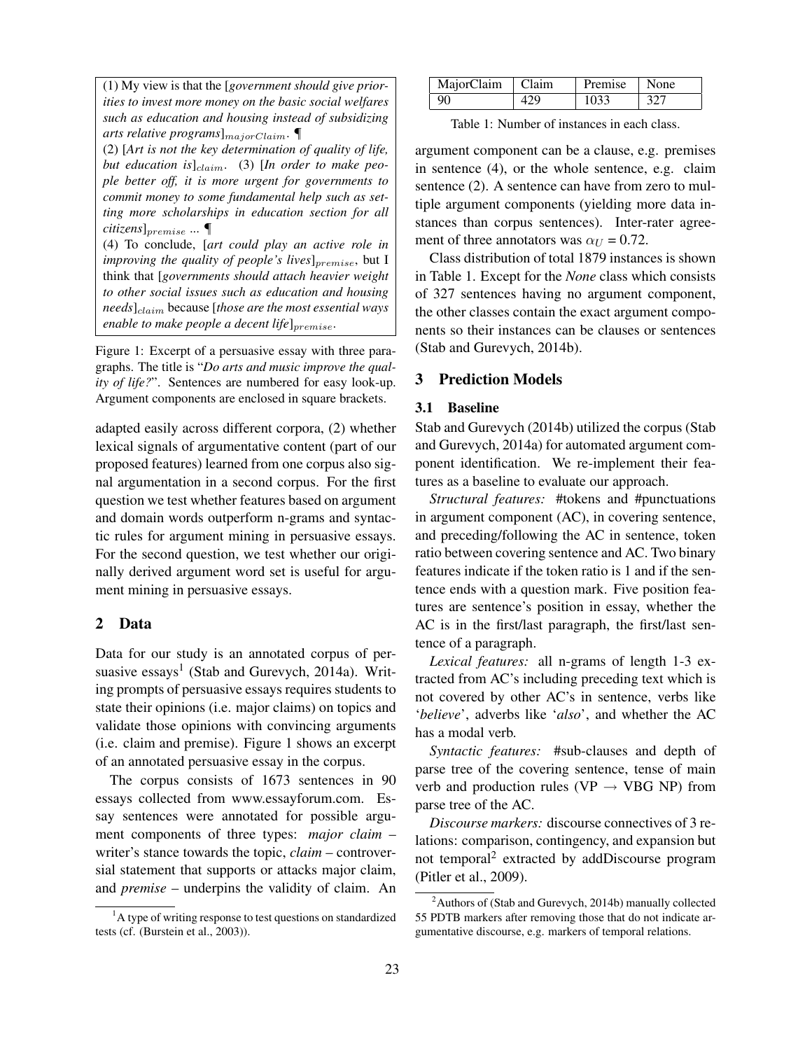(1) My view is that the [*government should give priorities to invest more money on the basic social welfares such as education and housing instead of subsidizing arts relative programs*]$_{majorClaim}$. ¶
(2) [*Art is not the key determination of quality of life, but education is*]$_{claim}$. (3) [*In order to make people better off, it is more urgent for governments to commit money to some fundamental help such as setting more scholarships in education section for all citizens*]$_{premise}$ ... ¶
(4) To conclude, [*art could play an active role in improving the quality of people's lives*]$_{premise}$, but I think that [*governments should attach heavier weight to other social issues such as education and housing needs*]$_{claim}$ because [*those are the most essential ways enable to make people a decent life*]$_{premise}$.

Figure 1: Excerpt of a persuasive essay with three paragraphs. The title is "*Do arts and music improve the quality of life?*". Sentences are numbered for easy look-up. Argument components are enclosed in square brackets.

adapted easily across different corpora, (2) whether lexical signals of argumentative content (part of our proposed features) learned from one corpus also signal argumentation in a second corpus. For the first question we test whether features based on argument and domain words outperform n-grams and syntactic rules for argument mining in persuasive essays. For the second question, we test whether our originally derived argument word set is useful for argument mining in persuasive essays.

## 2 Data

Data for our study is an annotated corpus of persuasive essays[1] (Stab and Gurevych, 2014a). Writing prompts of persuasive essays requires students to state their opinions (i.e. major claims) on topics and validate those opinions with convincing arguments (i.e. claim and premise). Figure 1 shows an excerpt of an annotated persuasive essay in the corpus.

The corpus consists of 1673 sentences in 90 essays collected from www.essayforum.com. Essay sentences were annotated for possible argument components of three types: *major claim* – writer's stance towards the topic, *claim* – controversial statement that supports or attacks major claim, and *premise* – underpins the validity of claim. An argument component can be a clause, e.g. premises in sentence (4), or the whole sentence, e.g. claim sentence (2). A sentence can have from zero to multiple argument components (yielding more data instances than corpus sentences). Inter-rater agreement of three annotators was $\alpha_U$ = 0.72.

[1] A type of writing response to test questions on standardized tests (cf. (Burstein et al., 2003)).

| MajorClaim | Claim | Premise | None |
|---|---|---|---|
| 90 | 429 | 1033 | 327 |

Table 1: Number of instances in each class.

Class distribution of total 1879 instances is shown in Table 1. Except for the *None* class which consists of 327 sentences having no argument component, the other classes contain the exact argument components so their instances can be clauses or sentences (Stab and Gurevych, 2014b).

## 3 Prediction Models

### 3.1 Baseline

Stab and Gurevych (2014b) utilized the corpus (Stab and Gurevych, 2014a) for automated argument component identification. We re-implement their features as a baseline to evaluate our approach.

*Structural features:* #tokens and #punctuations in argument component (AC), in covering sentence, and preceding/following the AC in sentence, token ratio between covering sentence and AC. Two binary features indicate if the token ratio is 1 and if the sentence ends with a question mark. Five position features are sentence's position in essay, whether the AC is in the first/last paragraph, the first/last sentence of a paragraph.

*Lexical features:* all n-grams of length 1-3 extracted from AC's including preceding text which is not covered by other AC's in sentence, verbs like '*believe*', adverbs like '*also*', and whether the AC has a modal verb.

*Syntactic features:* #sub-clauses and depth of parse tree of the covering sentence, tense of main verb and production rules (VP → VBG NP) from parse tree of the AC.

*Discourse markers:* discourse connectives of 3 relations: comparison, contingency, and expansion but not temporal[2] extracted by addDiscourse program (Pitler et al., 2009).

[2] Authors of (Stab and Gurevych, 2014b) manually collected 55 PDTB markers after removing those that do not indicate argumentative discourse, e.g. markers of temporal relations.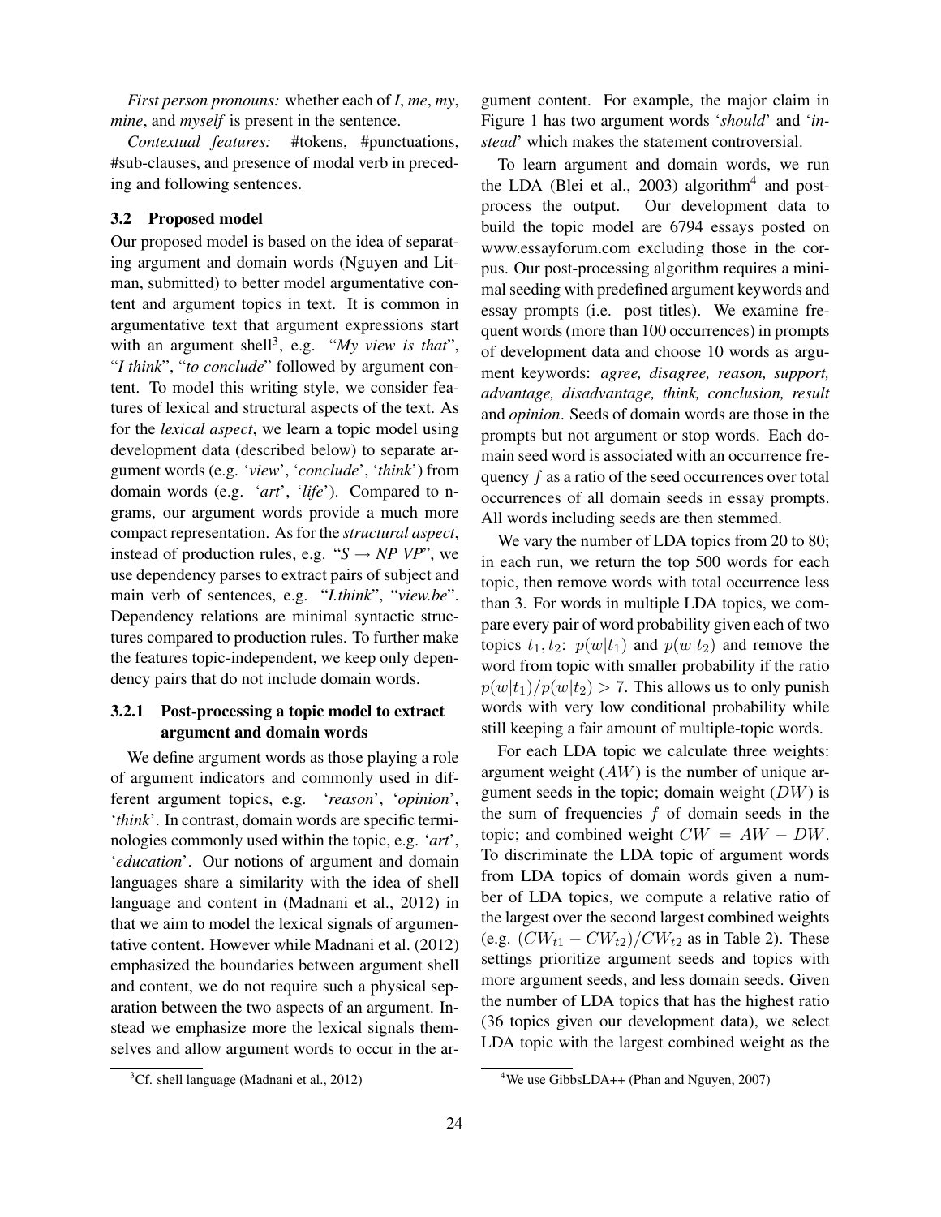*First person pronouns:* whether each of *I*, *me*, *my*, *mine*, and *myself* is present in the sentence.

*Contextual features:* #tokens, #punctuations, #sub-clauses, and presence of modal verb in preceding and following sentences.

### 3.2 Proposed model

Our proposed model is based on the idea of separating argument and domain words (Nguyen and Litman, submitted) to better model argumentative content and argument topics in text. It is common in argumentative text that argument expressions start with an argument shell[3], e.g. "*My view is that*", "*I think*", "*to conclude*" followed by argument content. To model this writing style, we consider features of lexical and structural aspects of the text. As for the *lexical aspect*, we learn a topic model using development data (described below) to separate argument words (e.g. '*view*', '*conclude*', '*think*') from domain words (e.g. '*art*', '*life*'). Compared to n-grams, our argument words provide a much more compact representation. As for the *structural aspect*, instead of production rules, e.g. "*S → NP VP*", we use dependency parses to extract pairs of subject and main verb of sentences, e.g. "*I.think*", "*view.be*". Dependency relations are minimal syntactic structures compared to production rules. To further make the features topic-independent, we keep only dependency pairs that do not include domain words.

#### 3.2.1 Post-processing a topic model to extract argument and domain words

We define argument words as those playing a role of argument indicators and commonly used in different argument topics, e.g. '*reason*', '*opinion*', '*think*'. In contrast, domain words are specific terminologies commonly used within the topic, e.g. '*art*', '*education*'. Our notions of argument and domain languages share a similarity with the idea of shell language and content in (Madnani et al., 2012) in that we aim to model the lexical signals of argumentative content. However while Madnani et al. (2012) emphasized the boundaries between argument shell and content, we do not require such a physical separation between the two aspects of an argument. Instead we emphasize more the lexical signals themselves and allow argument words to occur in the argument content. For example, the major claim in Figure 1 has two argument words '*should*' and '*instead*' which makes the statement controversial.

To learn argument and domain words, we run the LDA (Blei et al., 2003) algorithm[4] and post-process the output. Our development data to build the topic model are 6794 essays posted on www.essayforum.com excluding those in the corpus. Our post-processing algorithm requires a minimal seeding with predefined argument keywords and essay prompts (i.e. post titles). We examine frequent words (more than 100 occurrences) in prompts of development data and choose 10 words as argument keywords: *agree, disagree, reason, support, advantage, disadvantage, think, conclusion, result* and *opinion*. Seeds of domain words are those in the prompts but not argument or stop words. Each domain seed word is associated with an occurrence frequency $f$ as a ratio of the seed occurrences over total occurrences of all domain seeds in essay prompts. All words including seeds are then stemmed.

We vary the number of LDA topics from 20 to 80; in each run, we return the top 500 words for each topic, then remove words with total occurrence less than 3. For words in multiple LDA topics, we compare every pair of word probability given each of two topics $t_1, t_2$: $p(w|t_1)$ and $p(w|t_2)$ and remove the word from topic with smaller probability if the ratio $p(w|t_1)/p(w|t_2) > 7$. This allows us to only punish words with very low conditional probability while still keeping a fair amount of multiple-topic words.

For each LDA topic we calculate three weights: argument weight ($AW$) is the number of unique argument seeds in the topic; domain weight ($DW$) is the sum of frequencies $f$ of domain seeds in the topic; and combined weight $CW = AW - DW$. To discriminate the LDA topic of argument words from LDA topics of domain words given a number of LDA topics, we compute a relative ratio of the largest over the second largest combined weights (e.g. $(CW_{t1} - CW_{t2})/CW_{t2}$ as in Table 2). These settings prioritize argument seeds and topics with more argument seeds, and less domain seeds. Given the number of LDA topics that has the highest ratio (36 topics given our development data), we select LDA topic with the largest combined weight as the

[3] Cf. shell language (Madnani et al., 2012)

[4] We use GibbsLDA++ (Phan and Nguyen, 2007)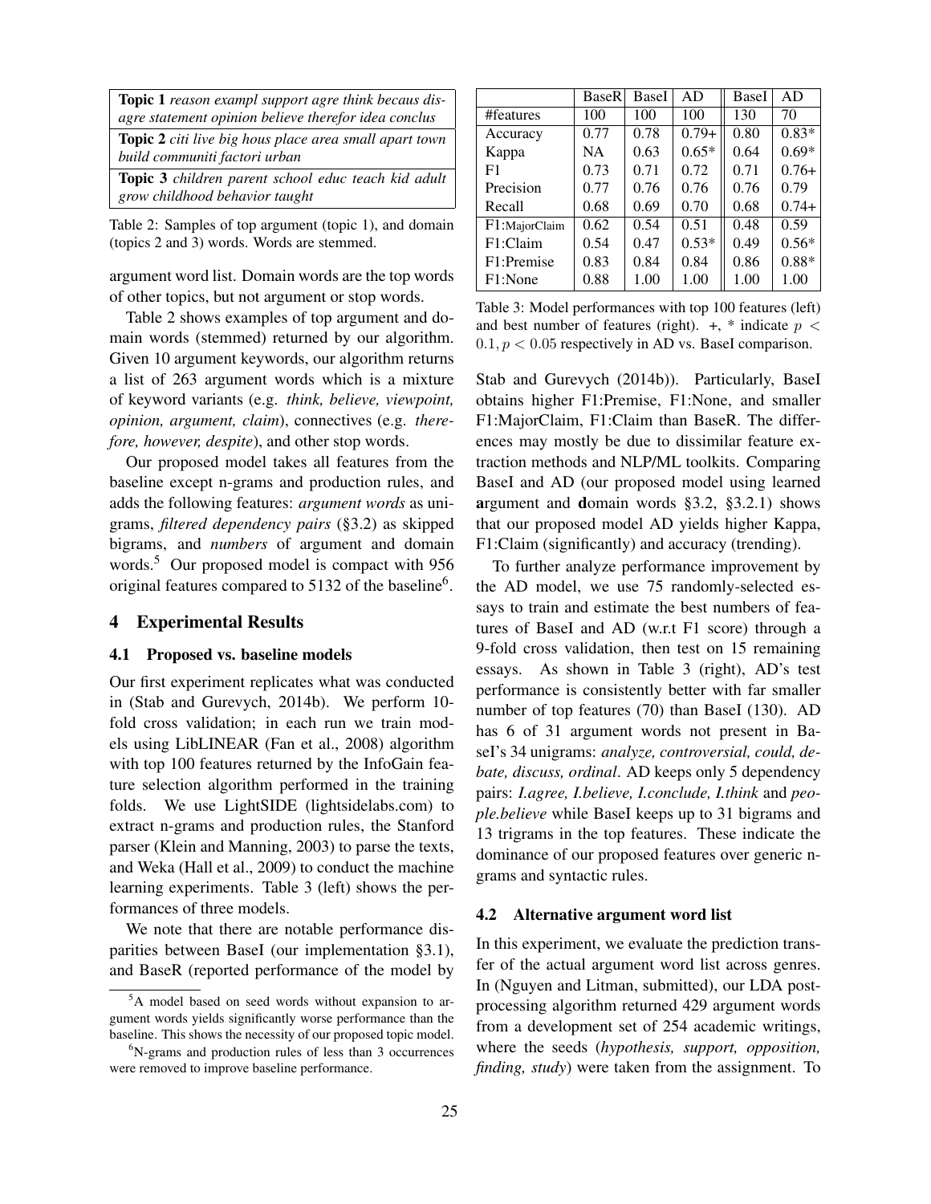| |
|---|
| **Topic 1** *reason exampl support agre think becaus disagre statement opinion believe therefor idea conclus* |
| **Topic 2** *citi live big hous place area small apart town build communiti factori urban* |
| **Topic 3** *children parent school educ teach kid adult grow childhood behavior taught* |

Table 2: Samples of top argument (topic 1), and domain (topics 2 and 3) words. Words are stemmed.

argument word list. Domain words are the top words of other topics, but not argument or stop words.

Table 2 shows examples of top argument and domain words (stemmed) returned by our algorithm. Given 10 argument keywords, our algorithm returns a list of 263 argument words which is a mixture of keyword variants (e.g. *think, believe, viewpoint, opinion, argument, claim*), connectives (e.g. *therefore, however, despite*), and other stop words.

Our proposed model takes all features from the baseline except n-grams and production rules, and adds the following features: *argument words* as unigrams, *filtered dependency pairs* (§3.2) as skipped bigrams, and *numbers* of argument and domain words.[5] Our proposed model is compact with 956 original features compared to 5132 of the baseline[6].

## 4 Experimental Results

### 4.1 Proposed vs. baseline models

Our first experiment replicates what was conducted in (Stab and Gurevych, 2014b). We perform 10-fold cross validation; in each run we train models using LibLINEAR (Fan et al., 2008) algorithm with top 100 features returned by the InfoGain feature selection algorithm performed in the training folds. We use LightSIDE (lightsidelabs.com) to extract n-grams and production rules, the Stanford parser (Klein and Manning, 2003) to parse the texts, and Weka (Hall et al., 2009) to conduct the machine learning experiments. Table 3 (left) shows the performances of three models.

We note that there are notable performance disparities between BaseI (our implementation §3.1), and BaseR (reported performance of the model by

| | BaseR | BaseI | AD | BaseI | AD |
|---|---|---|---|---|---|
| #features | 100 | 100 | 100 | 130 | 70 |
| Accuracy | 0.77 | 0.78 | 0.79+ | 0.80 | 0.83* |
| Kappa | NA | 0.63 | 0.65* | 0.64 | 0.69* |
| F1 | 0.73 | 0.71 | 0.72 | 0.71 | 0.76+ |
| Precision | 0.77 | 0.76 | 0.76 | 0.76 | 0.79 |
| Recall | 0.68 | 0.69 | 0.70 | 0.68 | 0.74+ |
| F1:MajorClaim | 0.62 | 0.54 | 0.51 | 0.48 | 0.59 |
| F1:Claim | 0.54 | 0.47 | 0.53* | 0.49 | 0.56* |
| F1:Premise | 0.83 | 0.84 | 0.84 | 0.86 | 0.88* |
| F1:None | 0.88 | 1.00 | 1.00 | 1.00 | 1.00 |

Table 3: Model performances with top 100 features (left) and best number of features (right). +, * indicate $p < 0.1, p < 0.05$ respectively in AD vs. BaseI comparison.

Stab and Gurevych (2014b)). Particularly, BaseI obtains higher F1:Premise, F1:None, and smaller F1:MajorClaim, F1:Claim than BaseR. The differences may mostly be due to dissimilar feature extraction methods and NLP/ML toolkits. Comparing BaseI and AD (our proposed model using learned **a**rgument and **d**omain words §3.2, §3.2.1) shows that our proposed model AD yields higher Kappa, F1:Claim (significantly) and accuracy (trending).

To further analyze performance improvement by the AD model, we use 75 randomly-selected essays to train and estimate the best numbers of features of BaseI and AD (w.r.t F1 score) through a 9-fold cross validation, then test on 15 remaining essays. As shown in Table 3 (right), AD's test performance is consistently better with far smaller number of top features (70) than BaseI (130). AD has 6 of 31 argument words not present in BaseI's 34 unigrams: *analyze, controversial, could, debate, discuss, ordinal*. AD keeps only 5 dependency pairs: *I.agree, I.believe, I.conclude, I.think* and *people.believe* while BaseI keeps up to 31 bigrams and 13 trigrams in the top features. These indicate the dominance of our proposed features over generic n-grams and syntactic rules.

### 4.2 Alternative argument word list

In this experiment, we evaluate the prediction transfer of the actual argument word list across genres. In (Nguyen and Litman, submitted), our LDA post-processing algorithm returned 429 argument words from a development set of 254 academic writings, where the seeds (*hypothesis, support, opposition, finding, study*) were taken from the assignment. To

[5] A model based on seed words without expansion to argument words yields significantly worse performance than the baseline. This shows the necessity of our proposed topic model.

[6] N-grams and production rules of less than 3 occurrences were removed to improve baseline performance.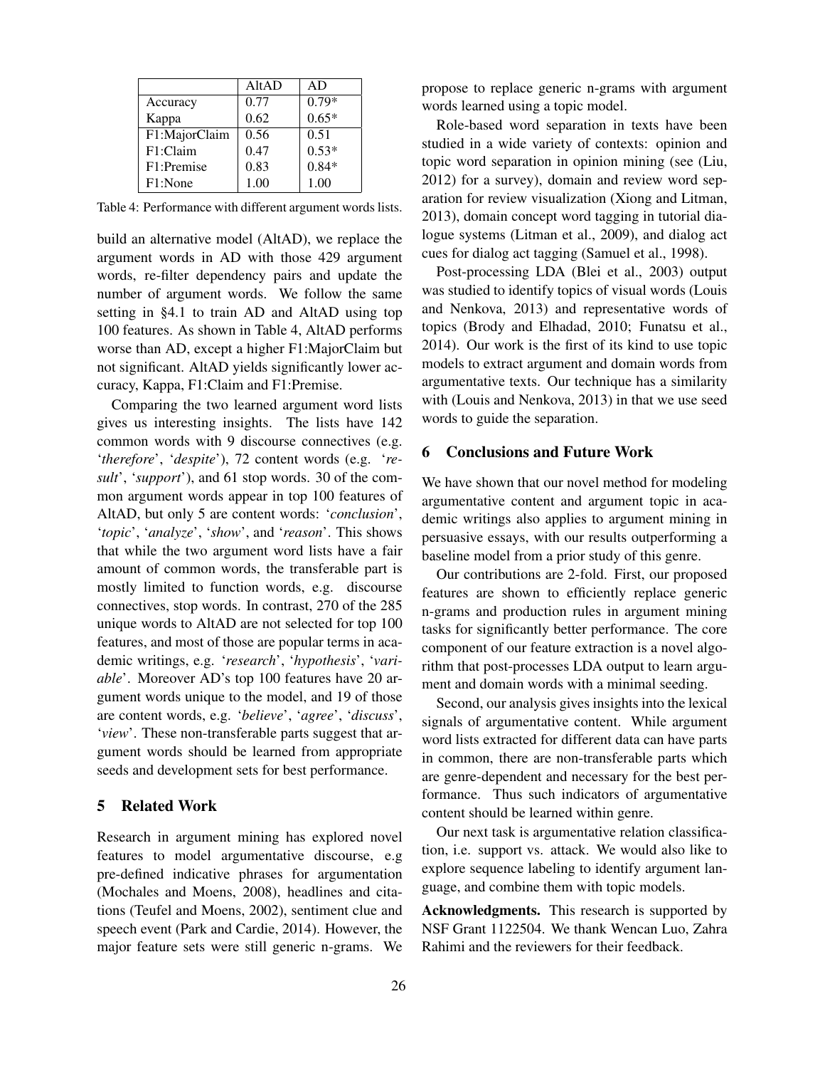| | AltAD | AD |
|---|---|---|
| Accuracy | 0.77 | 0.79* |
| Kappa | 0.62 | 0.65* |
| F1:MajorClaim | 0.56 | 0.51 |
| F1:Claim | 0.47 | 0.53* |
| F1:Premise | 0.83 | 0.84* |
| F1:None | 1.00 | 1.00 |

Table 4: Performance with different argument words lists.

build an alternative model (AltAD), we replace the argument words in AD with those 429 argument words, re-filter dependency pairs and update the number of argument words. We follow the same setting in §4.1 to train AD and AltAD using top 100 features. As shown in Table 4, AltAD performs worse than AD, except a higher F1:MajorClaim but not significant. AltAD yields significantly lower accuracy, Kappa, F1:Claim and F1:Premise.

Comparing the two learned argument word lists gives us interesting insights. The lists have 142 common words with 9 discourse connectives (e.g. '*therefore*', '*despite*'), 72 content words (e.g. '*result*', '*support*'), and 61 stop words. 30 of the common argument words appear in top 100 features of AltAD, but only 5 are content words: '*conclusion*', '*topic*', '*analyze*', '*show*', and '*reason*'. This shows that while the two argument word lists have a fair amount of common words, the transferable part is mostly limited to function words, e.g. discourse connectives, stop words. In contrast, 270 of the 285 unique words to AltAD are not selected for top 100 features, and most of those are popular terms in academic writings, e.g. '*research*', '*hypothesis*', '*variable*'. Moreover AD's top 100 features have 20 argument words unique to the model, and 19 of those are content words, e.g. '*believe*', '*agree*', '*discuss*', '*view*'. These non-transferable parts suggest that argument words should be learned from appropriate seeds and development sets for best performance.

## 5 Related Work

Research in argument mining has explored novel features to model argumentative discourse, e.g pre-defined indicative phrases for argumentation (Mochales and Moens, 2008), headlines and citations (Teufel and Moens, 2002), sentiment clue and speech event (Park and Cardie, 2014). However, the major feature sets were still generic n-grams. We propose to replace generic n-grams with argument words learned using a topic model.

Role-based word separation in texts have been studied in a wide variety of contexts: opinion and topic word separation in opinion mining (see (Liu, 2012) for a survey), domain and review word separation for review visualization (Xiong and Litman, 2013), domain concept word tagging in tutorial dialogue systems (Litman et al., 2009), and dialog act cues for dialog act tagging (Samuel et al., 1998).

Post-processing LDA (Blei et al., 2003) output was studied to identify topics of visual words (Louis and Nenkova, 2013) and representative words of topics (Brody and Elhadad, 2010; Funatsu et al., 2014). Our work is the first of its kind to use topic models to extract argument and domain words from argumentative texts. Our technique has a similarity with (Louis and Nenkova, 2013) in that we use seed words to guide the separation.

## 6 Conclusions and Future Work

We have shown that our novel method for modeling argumentative content and argument topic in academic writings also applies to argument mining in persuasive essays, with our results outperforming a baseline model from a prior study of this genre.

Our contributions are 2-fold. First, our proposed features are shown to efficiently replace generic n-grams and production rules in argument mining tasks for significantly better performance. The core component of our feature extraction is a novel algorithm that post-processes LDA output to learn argument and domain words with a minimal seeding.

Second, our analysis gives insights into the lexical signals of argumentative content. While argument word lists extracted for different data can have parts in common, there are non-transferable parts which are genre-dependent and necessary for the best performance. Thus such indicators of argumentative content should be learned within genre.

Our next task is argumentative relation classification, i.e. support vs. attack. We would also like to explore sequence labeling to identify argument language, and combine them with topic models.

**Acknowledgments.** This research is supported by NSF Grant 1122504. We thank Wencan Luo, Zahra Rahimi and the reviewers for their feedback.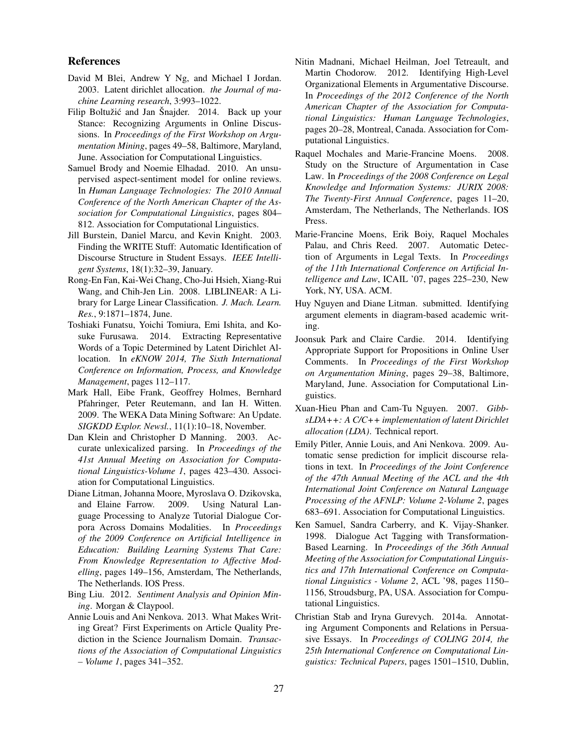## References

David M Blei, Andrew Y Ng, and Michael I Jordan. 2003. Latent dirichlet allocation. *the Journal of machine Learning research*, 3:993–1022.

Filip Boltužić and Jan Šnajder. 2014. Back up your Stance: Recognizing Arguments in Online Discussions. In *Proceedings of the First Workshop on Argumentation Mining*, pages 49–58, Baltimore, Maryland, June. Association for Computational Linguistics.

Samuel Brody and Noemie Elhadad. 2010. An unsupervised aspect-sentiment model for online reviews. In *Human Language Technologies: The 2010 Annual Conference of the North American Chapter of the Association for Computational Linguistics*, pages 804–812. Association for Computational Linguistics.

Jill Burstein, Daniel Marcu, and Kevin Knight. 2003. Finding the WRITE Stuff: Automatic Identification of Discourse Structure in Student Essays. *IEEE Intelligent Systems*, 18(1):32–39, January.

Rong-En Fan, Kai-Wei Chang, Cho-Jui Hsieh, Xiang-Rui Wang, and Chih-Jen Lin. 2008. LIBLINEAR: A Library for Large Linear Classification. *J. Mach. Learn. Res.*, 9:1871–1874, June.

Toshiaki Funatsu, Yoichi Tomiura, Emi Ishita, and Kosuke Furusawa. 2014. Extracting Representative Words of a Topic Determined by Latent Dirichlet Allocation. In *eKNOW 2014, The Sixth International Conference on Information, Process, and Knowledge Management*, pages 112–117.

Mark Hall, Eibe Frank, Geoffrey Holmes, Bernhard Pfahringer, Peter Reutemann, and Ian H. Witten. 2009. The WEKA Data Mining Software: An Update. *SIGKDD Explor. Newsl.*, 11(1):10–18, November.

Dan Klein and Christopher D Manning. 2003. Accurate unlexicalized parsing. In *Proceedings of the 41st Annual Meeting on Association for Computational Linguistics-Volume 1*, pages 423–430. Association for Computational Linguistics.

Diane Litman, Johanna Moore, Myroslava O. Dzikovska, and Elaine Farrow. 2009. Using Natural Language Processing to Analyze Tutorial Dialogue Corpora Across Domains Modalities. In *Proceedings of the 2009 Conference on Artificial Intelligence in Education: Building Learning Systems That Care: From Knowledge Representation to Affective Modelling*, pages 149–156, Amsterdam, The Netherlands, The Netherlands. IOS Press.

Bing Liu. 2012. *Sentiment Analysis and Opinion Mining*. Morgan & Claypool.

Annie Louis and Ani Nenkova. 2013. What Makes Writing Great? First Experiments on Article Quality Prediction in the Science Journalism Domain. *Transactions of the Association of Computational Linguistics – Volume 1*, pages 341–352.

Nitin Madnani, Michael Heilman, Joel Tetreault, and Martin Chodorow. 2012. Identifying High-Level Organizational Elements in Argumentative Discourse. In *Proceedings of the 2012 Conference of the North American Chapter of the Association for Computational Linguistics: Human Language Technologies*, pages 20–28, Montreal, Canada. Association for Computational Linguistics.

Raquel Mochales and Marie-Francine Moens. 2008. Study on the Structure of Argumentation in Case Law. In *Proceedings of the 2008 Conference on Legal Knowledge and Information Systems: JURIX 2008: The Twenty-First Annual Conference*, pages 11–20, Amsterdam, The Netherlands, The Netherlands. IOS Press.

Marie-Francine Moens, Erik Boiy, Raquel Mochales Palau, and Chris Reed. 2007. Automatic Detection of Arguments in Legal Texts. In *Proceedings of the 11th International Conference on Artificial Intelligence and Law*, ICAIL '07, pages 225–230, New York, NY, USA. ACM.

Huy Nguyen and Diane Litman. submitted. Identifying argument elements in diagram-based academic writing.

Joonsuk Park and Claire Cardie. 2014. Identifying Appropriate Support for Propositions in Online User Comments. In *Proceedings of the First Workshop on Argumentation Mining*, pages 29–38, Baltimore, Maryland, June. Association for Computational Linguistics.

Xuan-Hieu Phan and Cam-Tu Nguyen. 2007. *GibbsLDA++: A C/C++ implementation of latent Dirichlet allocation (LDA)*. Technical report.

Emily Pitler, Annie Louis, and Ani Nenkova. 2009. Automatic sense prediction for implicit discourse relations in text. In *Proceedings of the Joint Conference of the 47th Annual Meeting of the ACL and the 4th International Joint Conference on Natural Language Processing of the AFNLP: Volume 2-Volume 2*, pages 683–691. Association for Computational Linguistics.

Ken Samuel, Sandra Carberry, and K. Vijay-Shanker. 1998. Dialogue Act Tagging with Transformation-Based Learning. In *Proceedings of the 36th Annual Meeting of the Association for Computational Linguistics and 17th International Conference on Computational Linguistics - Volume 2*, ACL '98, pages 1150–1156, Stroudsburg, PA, USA. Association for Computational Linguistics.

Christian Stab and Iryna Gurevych. 2014a. Annotating Argument Components and Relations in Persuasive Essays. In *Proceedings of COLING 2014, the 25th International Conference on Computational Linguistics: Technical Papers*, pages 1501–1510, Dublin,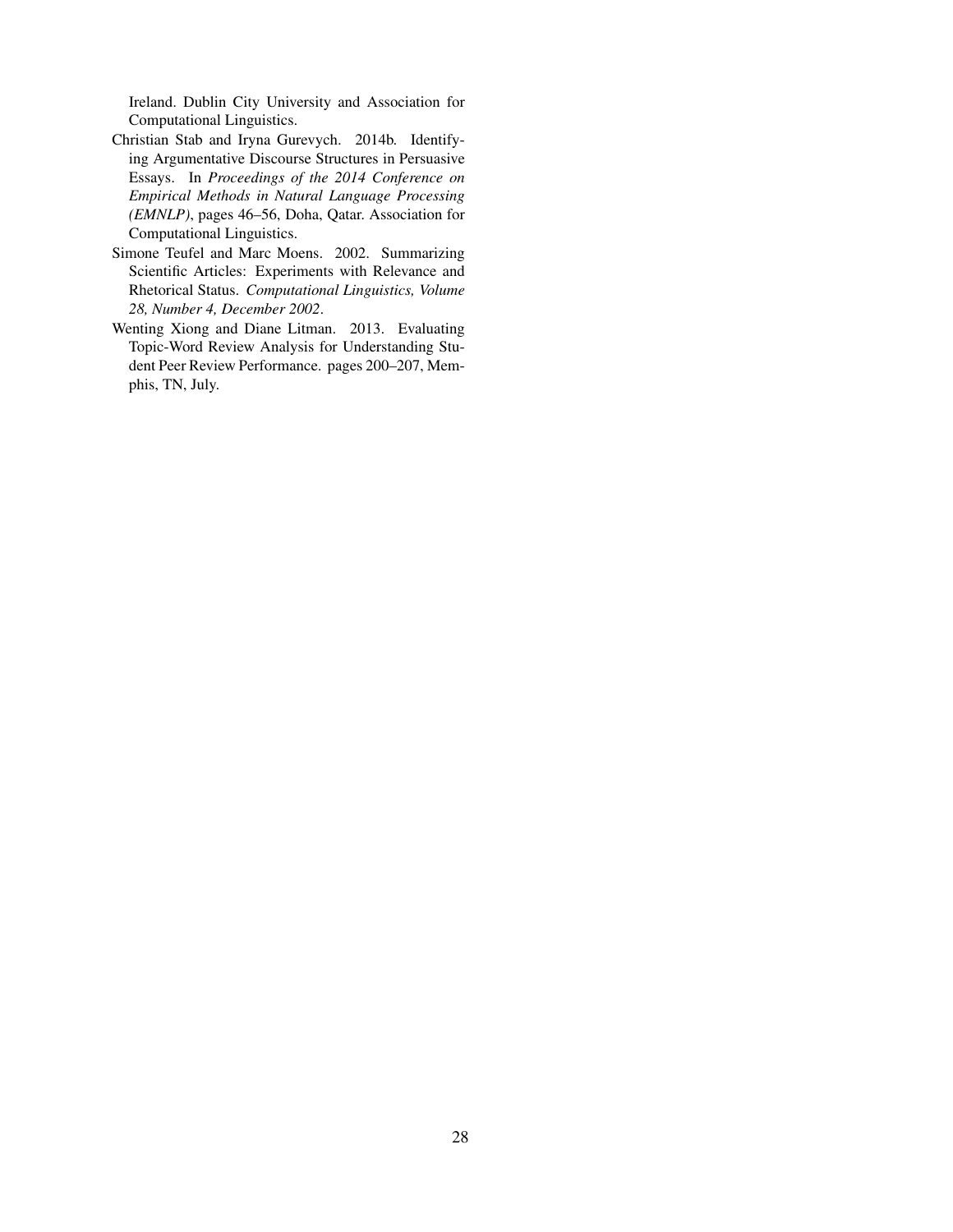Ireland. Dublin City University and Association for Computational Linguistics.

Christian Stab and Iryna Gurevych. 2014b. Identifying Argumentative Discourse Structures in Persuasive Essays. In *Proceedings of the 2014 Conference on Empirical Methods in Natural Language Processing (EMNLP)*, pages 46–56, Doha, Qatar. Association for Computational Linguistics.

Simone Teufel and Marc Moens. 2002. Summarizing Scientific Articles: Experiments with Relevance and Rhetorical Status. *Computational Linguistics, Volume 28, Number 4, December 2002*.

Wenting Xiong and Diane Litman. 2013. Evaluating Topic-Word Review Analysis for Understanding Student Peer Review Performance. pages 200–207, Memphis, TN, July.